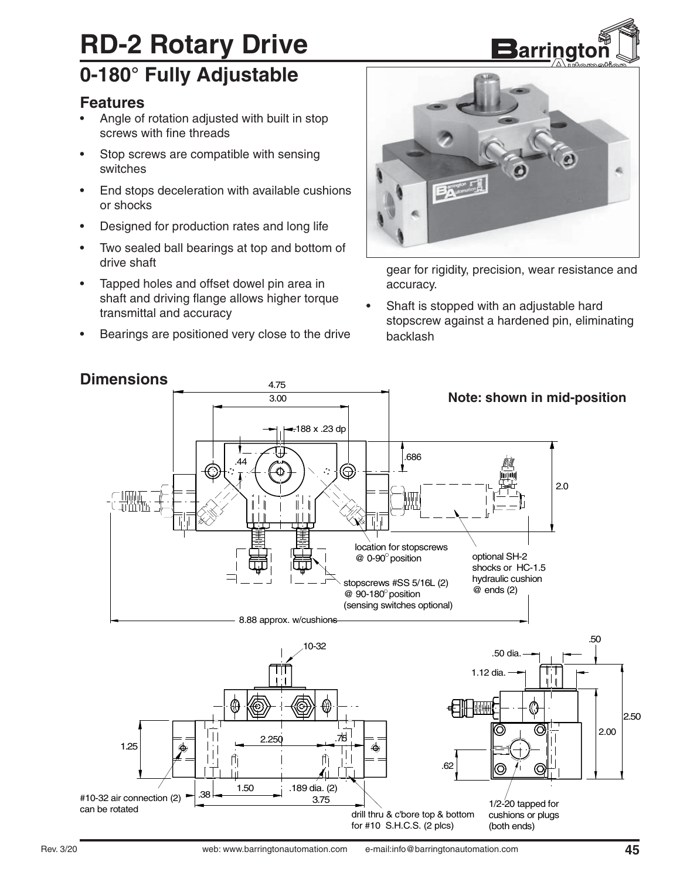# RD-2 Rotary Drive

## 0-180° Fully Adjustable

### Features

- Angle of rotation adjusted with built in stop screws with fine threads
- Stop screws are compatible with sensing switches
- End stops deceleration with available cushions or shocks
- Designed for production rates and long life
- Two sealed ball bearings at top and bottom of drive shaft
- Tapped holes and offset dowel pin area in shaft and driving flange allows higher torque transmittal and accuracy
- Bearings are positioned very close to the drive gear for rigidity, precision, wear resistance and accuracy.
- Shaft is stopped with an adjustable hard stopscrew against a hardened pin, eliminating backlash

### Dimensions

**Note: shown in mid-position**

4.75
3.00
.188 x .23 dp
.44
.686
2.0
location for stopscrews @ 0-90° position
optional SH-2 shocks or HC-1.5 hydraulic cushion @ ends (2)
stopscrews #SS 5/16L (2) @ 90-180° position (sensing switches optional)
8.88 approx. w/cushions

10-32
2.250
.75
1.25
1.50
.189 dia. (2)
.38
3.75
#10-32 air connection (2) can be rotated
drill thru & c'bore top & bottom for #10 S.H.C.S. (2 plcs)

.50
.50 dia.
1.12 dia.
2.50
2.00
.62
1/2-20 tapped for cushions or plugs (both ends)

Rev. 3/20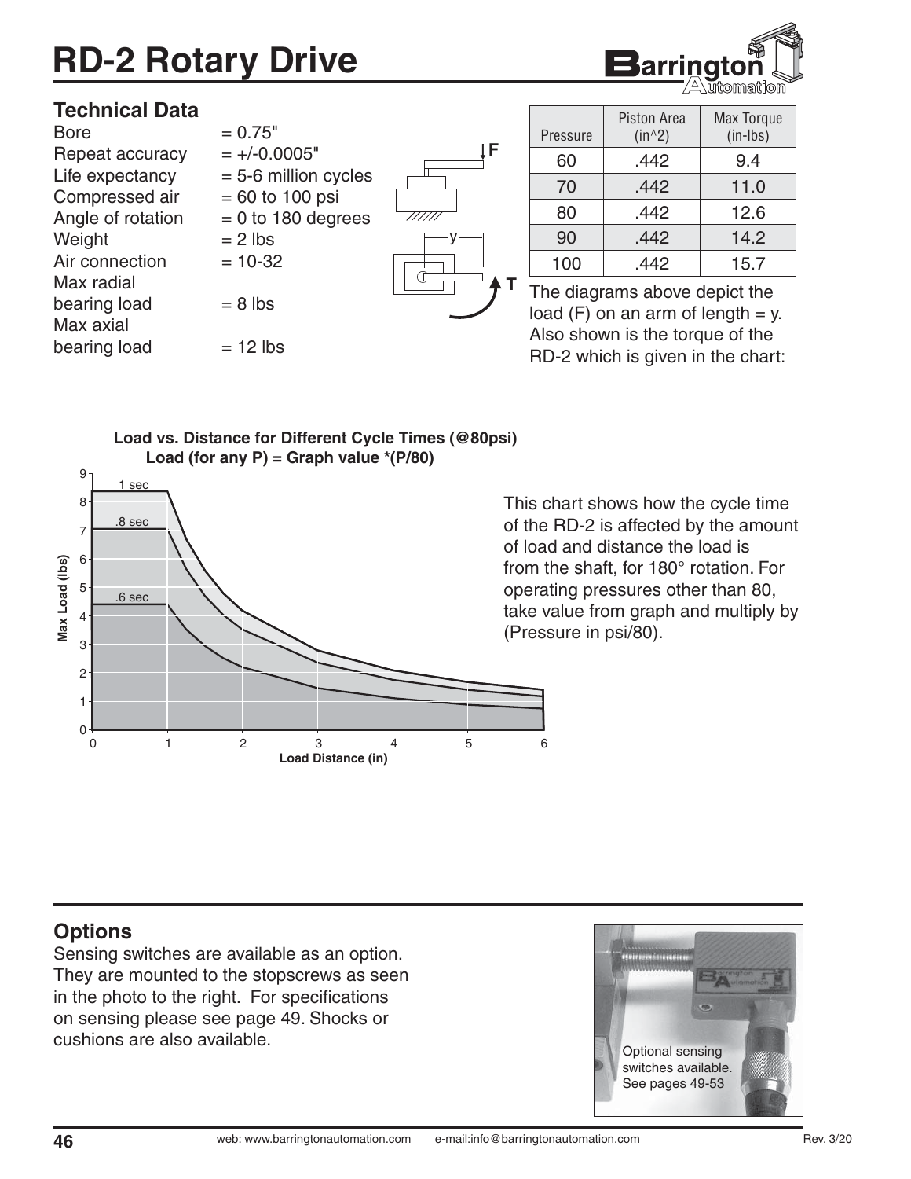# RD-2 Rotary Drive

## Technical Data

Bore = 0.75"
Repeat accuracy = +/-0.0005"
Life expectancy = 5-6 million cycles
Compressed air = 60 to 100 psi
Angle of rotation = 0 to 180 degrees
Weight = 2 lbs
Air connection = 10-32
Max radial bearing load = 8 lbs
Max axial bearing load = 12 lbs

F
y
T

| Pressure | Piston Area (in^2) | Max Torque (in-lbs) |
|---|---|---|
| 60 | .442 | 9.4 |
| 70 | .442 | 11.0 |
| 80 | .442 | 12.6 |
| 90 | .442 | 14.2 |
| 100 | .442 | 15.7 |

The diagrams above depict the load (F) on an arm of length = y. Also shown is the torque of the RD-2 which is given in the chart:

**Load vs. Distance for Different Cycle Times (@80psi)**
**Load (for any P) = Graph value *(P/80)**

Max Load (lbs)
0
1
2
3
4
5
6
7
8
9
1 sec
.8 sec
.6 sec
Load Distance (in)
0
1
2
3
4
5
6

This chart shows how the cycle time of the RD-2 is affected by the amount of load and distance the load is from the shaft, for 180° rotation. For operating pressures other than 80, take value from graph and multiply by (Pressure in psi/80).

## Options

Sensing switches are available as an option. They are mounted to the stopscrews as seen in the photo to the right. For specifications on sensing please see page 49. Shocks or cushions are also available.

Optional sensing switches available. See pages 49-53